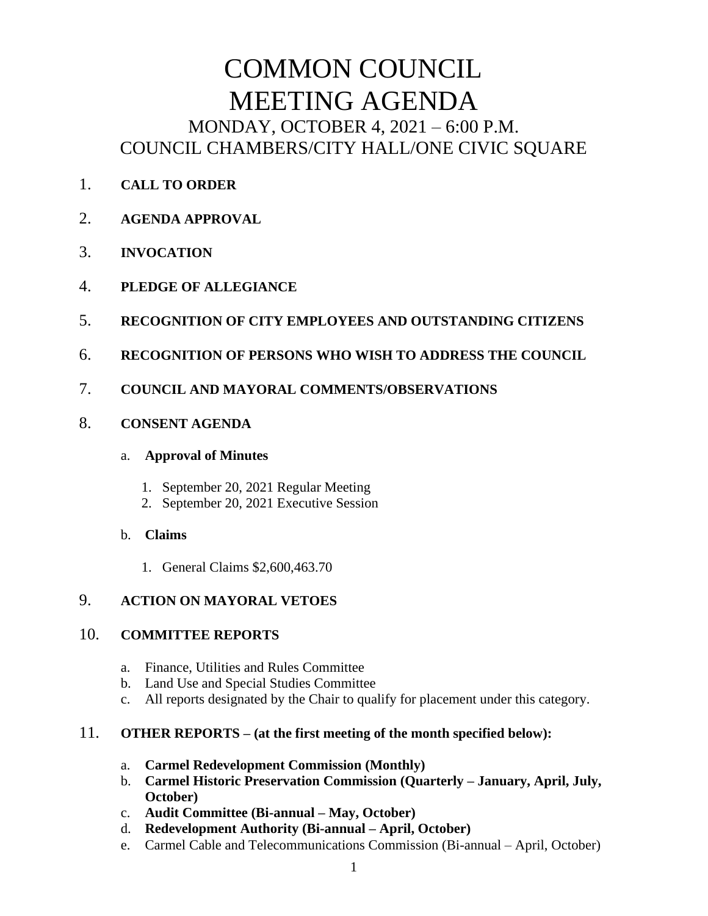# COMMON COUNCIL MEETING AGENDA

## MONDAY, OCTOBER 4, 2021 – 6:00 P.M.
## COUNCIL CHAMBERS/CITY HALL/ONE CIVIC SQUARE

1. **CALL TO ORDER**

2. **AGENDA APPROVAL**

3. **INVOCATION**

4. **PLEDGE OF ALLEGIANCE**

5. **RECOGNITION OF CITY EMPLOYEES AND OUTSTANDING CITIZENS**

6. **RECOGNITION OF PERSONS WHO WISH TO ADDRESS THE COUNCIL**

7. **COUNCIL AND MAYORAL COMMENTS/OBSERVATIONS**

8. **CONSENT AGENDA**

   a. **Approval of Minutes**

      1. September 20, 2021 Regular Meeting
      2. September 20, 2021 Executive Session

   b. **Claims**

      1. General Claims $2,600,463.70

9. **ACTION ON MAYORAL VETOES**

10. **COMMITTEE REPORTS**

    a. Finance, Utilities and Rules Committee
    b. Land Use and Special Studies Committee
    c. All reports designated by the Chair to qualify for placement under this category.

11. **OTHER REPORTS – (at the first meeting of the month specified below):**

    a. **Carmel Redevelopment Commission (Monthly)**
    b. **Carmel Historic Preservation Commission (Quarterly – January, April, July, October)**
    c. **Audit Committee (Bi-annual – May, October)**
    d. **Redevelopment Authority (Bi-annual – April, October)**
    e. Carmel Cable and Telecommunications Commission (Bi-annual – April, October)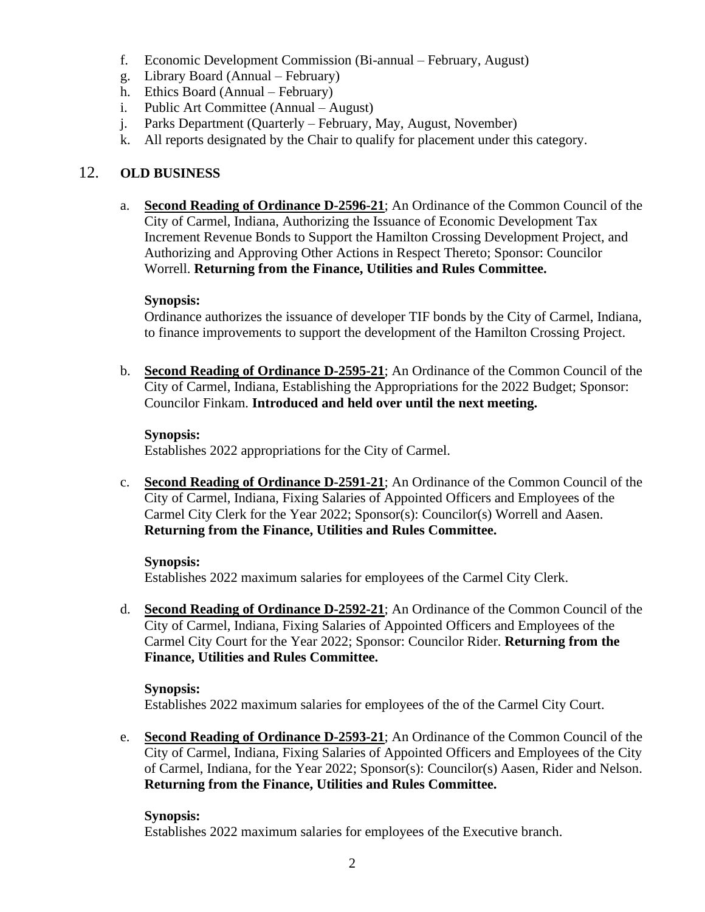f. Economic Development Commission (Bi-annual – February, August)
g. Library Board (Annual – February)
h. Ethics Board (Annual – February)
i. Public Art Committee (Annual – August)
j. Parks Department (Quarterly – February, May, August, November)
k. All reports designated by the Chair to qualify for placement under this category.

## 12. OLD BUSINESS

a. **Second Reading of Ordinance D-2596-21**; An Ordinance of the Common Council of the City of Carmel, Indiana, Authorizing the Issuance of Economic Development Tax Increment Revenue Bonds to Support the Hamilton Crossing Development Project, and Authorizing and Approving Other Actions in Respect Thereto; Sponsor: Councilor Worrell. **Returning from the Finance, Utilities and Rules Committee.**

   **Synopsis:**
   Ordinance authorizes the issuance of developer TIF bonds by the City of Carmel, Indiana, to finance improvements to support the development of the Hamilton Crossing Project.

b. **Second Reading of Ordinance D-2595-21**; An Ordinance of the Common Council of the City of Carmel, Indiana, Establishing the Appropriations for the 2022 Budget; Sponsor: Councilor Finkam. **Introduced and held over until the next meeting.**

   **Synopsis:**
   Establishes 2022 appropriations for the City of Carmel.

c. **Second Reading of Ordinance D-2591-21**; An Ordinance of the Common Council of the City of Carmel, Indiana, Fixing Salaries of Appointed Officers and Employees of the Carmel City Clerk for the Year 2022; Sponsor(s): Councilor(s) Worrell and Aasen. **Returning from the Finance, Utilities and Rules Committee.**

   **Synopsis:**
   Establishes 2022 maximum salaries for employees of the Carmel City Clerk.

d. **Second Reading of Ordinance D-2592-21**; An Ordinance of the Common Council of the City of Carmel, Indiana, Fixing Salaries of Appointed Officers and Employees of the Carmel City Court for the Year 2022; Sponsor: Councilor Rider. **Returning from the Finance, Utilities and Rules Committee.**

   **Synopsis:**
   Establishes 2022 maximum salaries for employees of the of the Carmel City Court.

e. **Second Reading of Ordinance D-2593-21**; An Ordinance of the Common Council of the City of Carmel, Indiana, Fixing Salaries of Appointed Officers and Employees of the City of Carmel, Indiana, for the Year 2022; Sponsor(s): Councilor(s) Aasen, Rider and Nelson. **Returning from the Finance, Utilities and Rules Committee.**

   **Synopsis:**
   Establishes 2022 maximum salaries for employees of the Executive branch.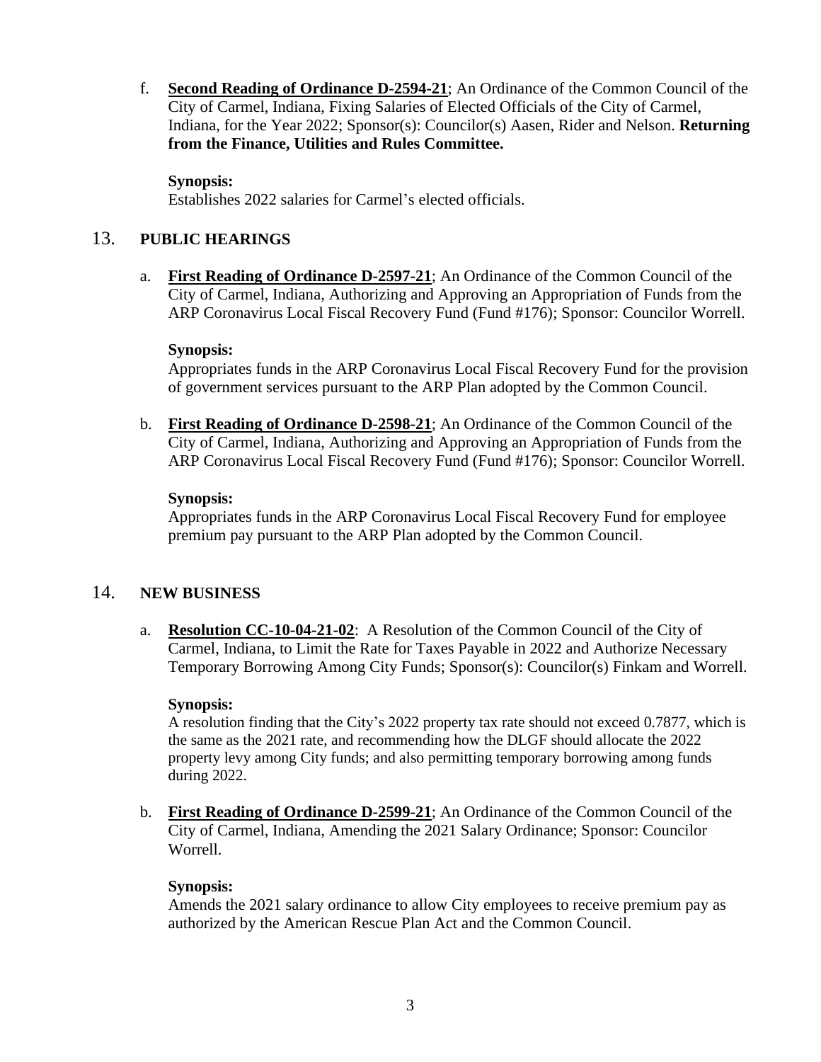f. **Second Reading of Ordinance D-2594-21**; An Ordinance of the Common Council of the City of Carmel, Indiana, Fixing Salaries of Elected Officials of the City of Carmel, Indiana, for the Year 2022; Sponsor(s): Councilor(s) Aasen, Rider and Nelson. **Returning from the Finance, Utilities and Rules Committee.**

**Synopsis:**
Establishes 2022 salaries for Carmel's elected officials.

## 13. PUBLIC HEARINGS

a. **First Reading of Ordinance D-2597-21**; An Ordinance of the Common Council of the City of Carmel, Indiana, Authorizing and Approving an Appropriation of Funds from the ARP Coronavirus Local Fiscal Recovery Fund (Fund #176); Sponsor: Councilor Worrell.

**Synopsis:**
Appropriates funds in the ARP Coronavirus Local Fiscal Recovery Fund for the provision of government services pursuant to the ARP Plan adopted by the Common Council.

b. **First Reading of Ordinance D-2598-21**; An Ordinance of the Common Council of the City of Carmel, Indiana, Authorizing and Approving an Appropriation of Funds from the ARP Coronavirus Local Fiscal Recovery Fund (Fund #176); Sponsor: Councilor Worrell.

**Synopsis:**
Appropriates funds in the ARP Coronavirus Local Fiscal Recovery Fund for employee premium pay pursuant to the ARP Plan adopted by the Common Council.

## 14. NEW BUSINESS

a. **Resolution CC-10-04-21-02**: A Resolution of the Common Council of the City of Carmel, Indiana, to Limit the Rate for Taxes Payable in 2022 and Authorize Necessary Temporary Borrowing Among City Funds; Sponsor(s): Councilor(s) Finkam and Worrell.

**Synopsis:**
A resolution finding that the City's 2022 property tax rate should not exceed 0.7877, which is the same as the 2021 rate, and recommending how the DLGF should allocate the 2022 property levy among City funds; and also permitting temporary borrowing among funds during 2022.

b. **First Reading of Ordinance D-2599-21**; An Ordinance of the Common Council of the City of Carmel, Indiana, Amending the 2021 Salary Ordinance; Sponsor: Councilor Worrell.

**Synopsis:**
Amends the 2021 salary ordinance to allow City employees to receive premium pay as authorized by the American Rescue Plan Act and the Common Council.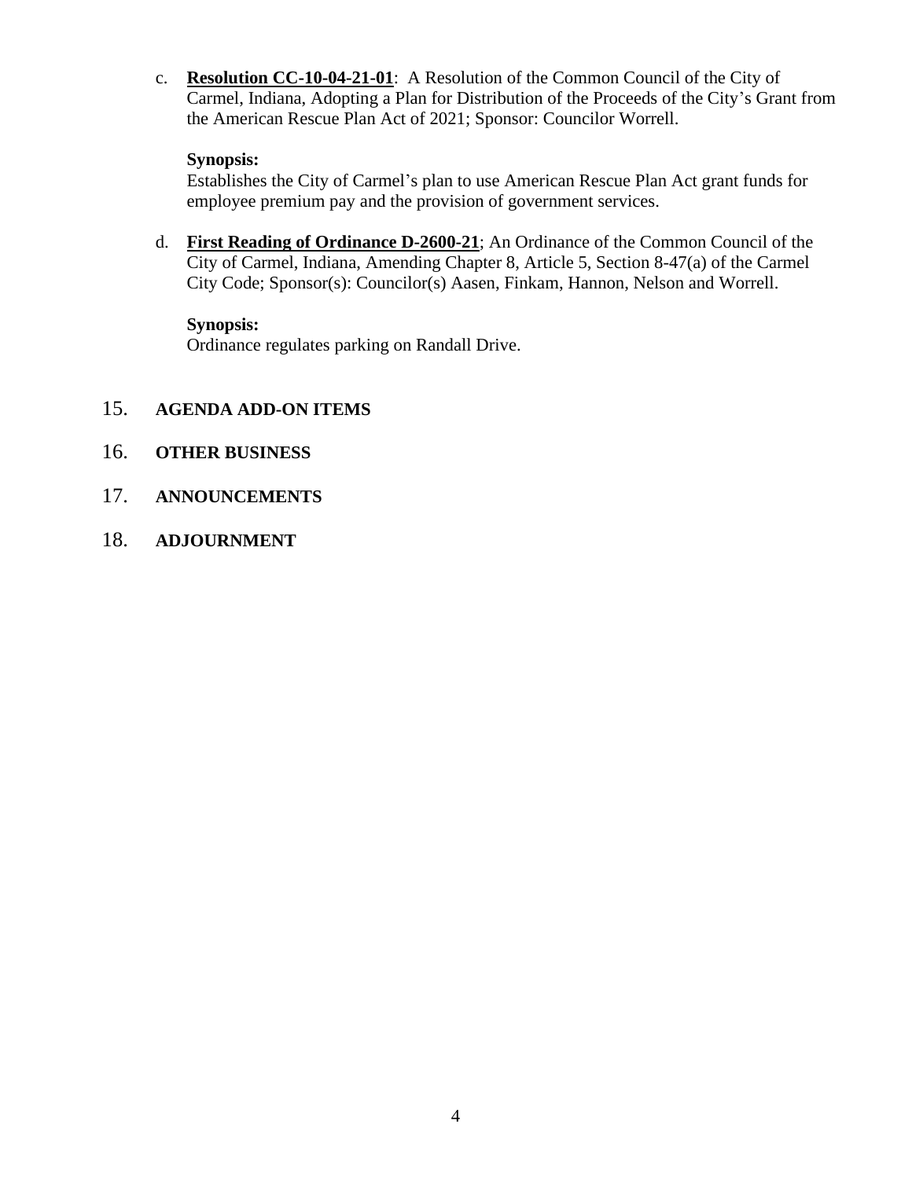c. **Resolution CC-10-04-21-01**: A Resolution of the Common Council of the City of Carmel, Indiana, Adopting a Plan for Distribution of the Proceeds of the City's Grant from the American Rescue Plan Act of 2021; Sponsor: Councilor Worrell.

   **Synopsis:**
   Establishes the City of Carmel's plan to use American Rescue Plan Act grant funds for employee premium pay and the provision of government services.

d. **First Reading of Ordinance D-2600-21**; An Ordinance of the Common Council of the City of Carmel, Indiana, Amending Chapter 8, Article 5, Section 8-47(a) of the Carmel City Code; Sponsor(s): Councilor(s) Aasen, Finkam, Hannon, Nelson and Worrell.

   **Synopsis:**
   Ordinance regulates parking on Randall Drive.

15. **AGENDA ADD-ON ITEMS**

16. **OTHER BUSINESS**

17. **ANNOUNCEMENTS**

18. **ADJOURNMENT**